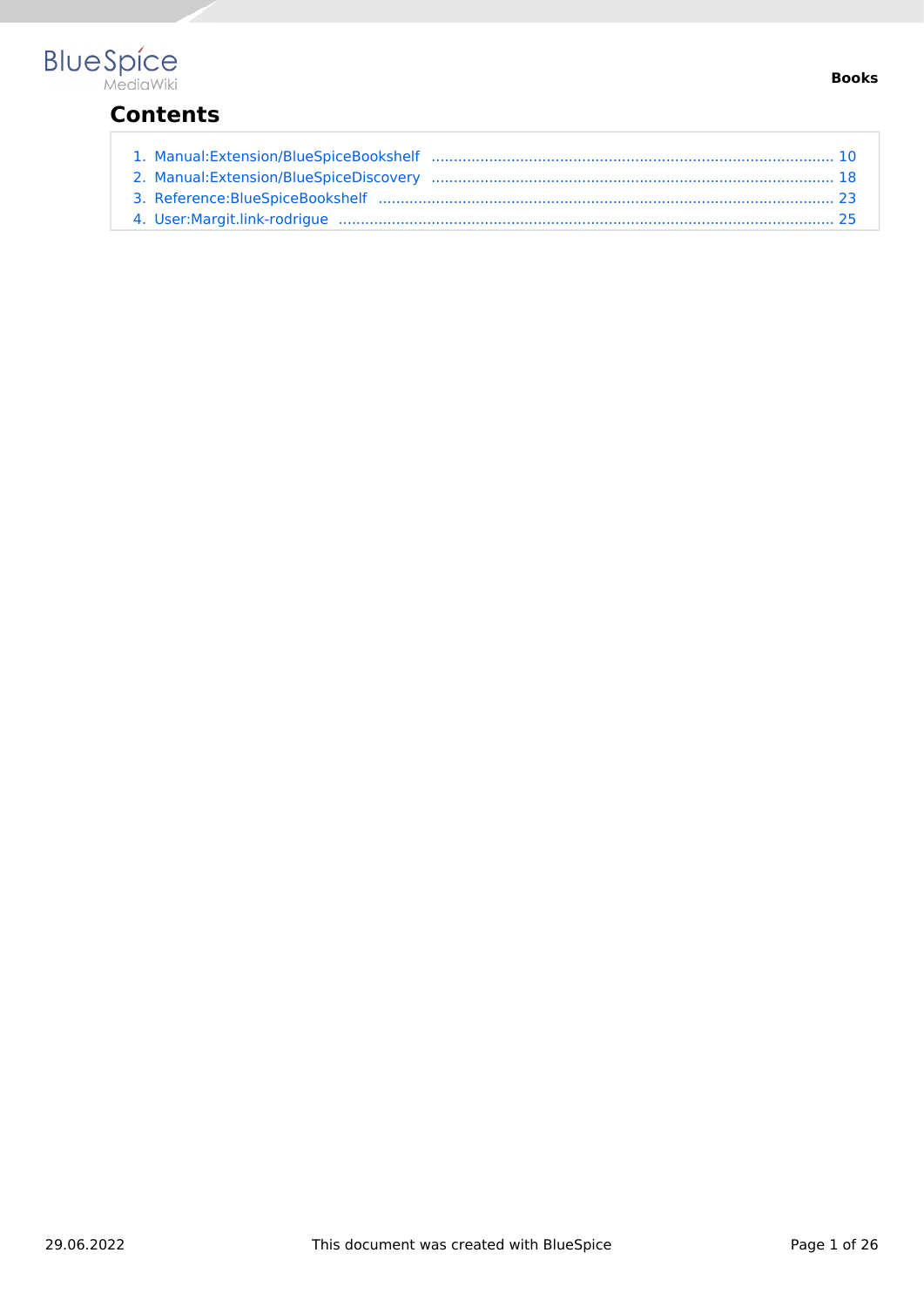# Contents

1. Manual:Extension/BlueSpiceBookshelf .......... 10
2. Manual:Extension/BlueSpiceDiscovery .......... 18
3. Reference:BlueSpiceBookshelf .......... 23
4. User:Margit.link-rodrigue .......... 25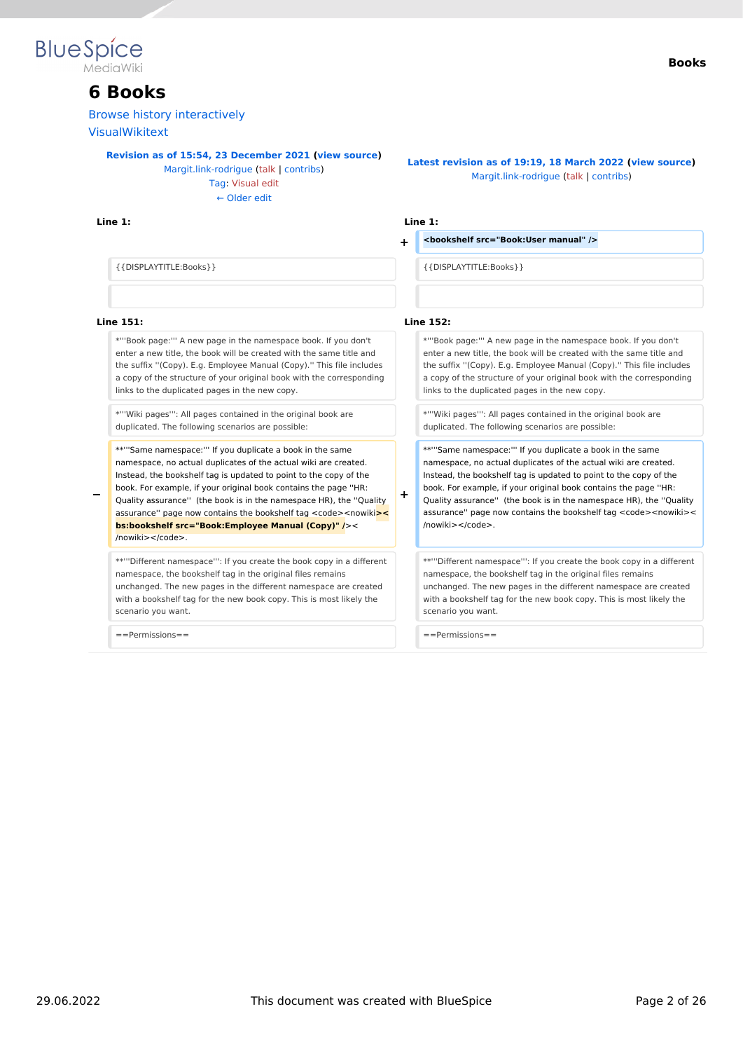# 6 Books

Browse history interactively

VisualWikitext

| Revision as of 15:54, 23 December 2021 (view source)<br>Margit.link-rodrigue (talk \| contribs)<br>Tag: Visual edit<br>← Older edit | | Latest revision as of 19:19, 18 March 2022 (view source)<br>Margit.link-rodrigue (talk \| contribs) | |
|---|---|---|---|
| **Line 1:** | | **Line 1:** | |
| | | + | <bookshelf src="Book:User manual" /> |
| | {{DISPLAYTITLE:Books}} | | {{DISPLAYTITLE:Books}} |
| | | | |
| **Line 151:** | | **Line 152:** | |
| | *'''Book page:''' A new page in the namespace book. If you don't enter a new title, the book will be created with the same title and the suffix ''(Copy). E.g. Employee Manual (Copy).'' This file includes a copy of the structure of your original book with the corresponding links to the duplicated pages in the new copy. | | *'''Book page:''' A new page in the namespace book. If you don't enter a new title, the book will be created with the same title and the suffix ''(Copy). E.g. Employee Manual (Copy).'' This file includes a copy of the structure of your original book with the corresponding links to the duplicated pages in the new copy. |
| | *'''Wiki pages''': All pages contained in the original book are duplicated. The following scenarios are possible: | | *'''Wiki pages''': All pages contained in the original book are duplicated. The following scenarios are possible: |
| − | **'''Same namespace:''' If you duplicate a book in the same namespace, no actual duplicates of the actual wiki are created. Instead, the bookshelf tag is updated to point to the copy of the book. For example, if your original book contains the page ''HR: Quality assurance'' (the book is in the namespace HR), the ''Quality assurance'' page now contains the bookshelf tag <code><nowiki>**<bs:bookshelf src="Book:Employee Manual (Copy)" />**</nowiki></code>. | + | **'''Same namespace:''' If you duplicate a book in the same namespace, no actual duplicates of the actual wiki are created. Instead, the bookshelf tag is updated to point to the copy of the book. For example, if your original book contains the page ''HR: Quality assurance'' (the book is in the namespace HR), the ''Quality assurance'' page now contains the bookshelf tag <code><nowiki></nowiki></code>. |
| | **'''Different namespace''': If you create the book copy in a different namespace, the bookshelf tag in the original files remains unchanged. The new pages in the different namespace are created with a bookshelf tag for the new book copy. This is most likely the scenario you want. | | **'''Different namespace''': If you create the book copy in a different namespace, the bookshelf tag in the original files remains unchanged. The new pages in the different namespace are created with a bookshelf tag for the new book copy. This is most likely the scenario you want. |
| | ==Permissions== | | ==Permissions== |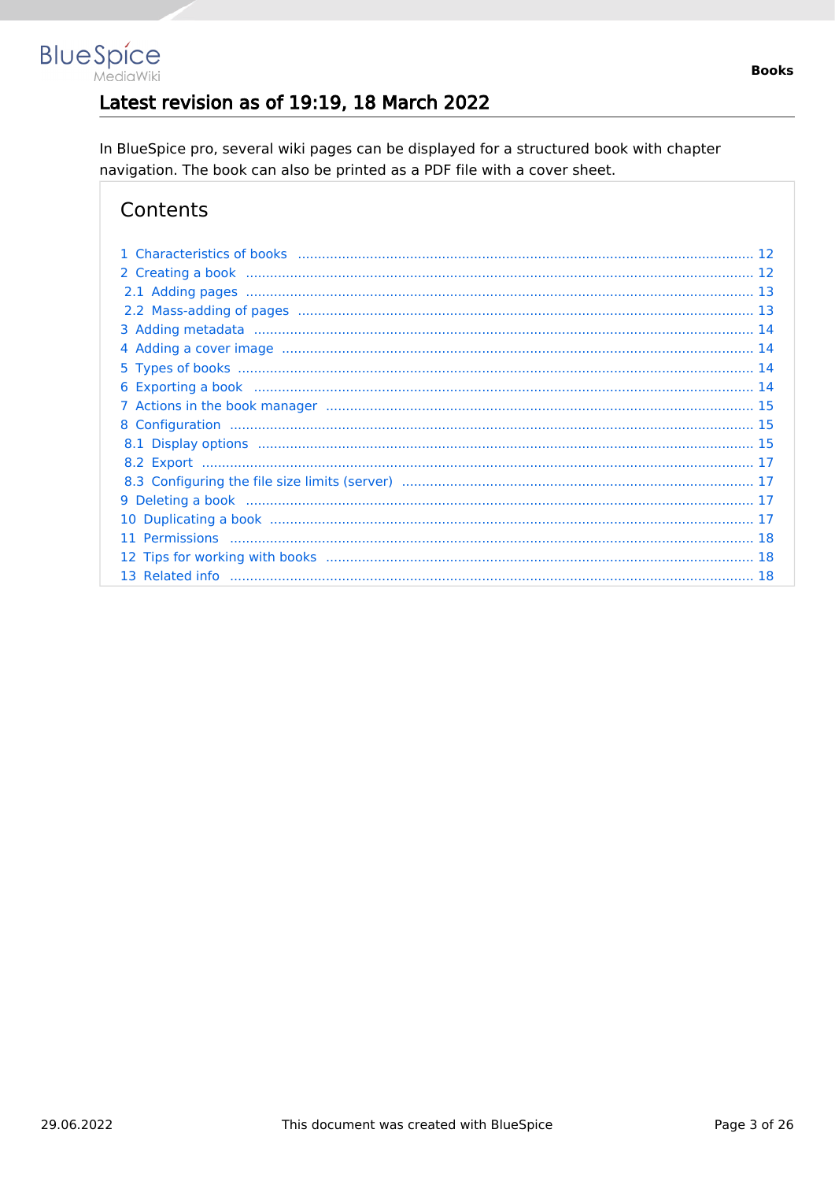## Latest revision as of 19:19, 18 March 2022

In BlueSpice pro, several wiki pages can be displayed for a structured book with chapter navigation. The book can also be printed as a PDF file with a cover sheet.

## Contents

1 Characteristics of books ..... 12
2 Creating a book ..... 12
  2.1 Adding pages ..... 13
  2.2 Mass-adding of pages ..... 13
3 Adding metadata ..... 14
4 Adding a cover image ..... 14
5 Types of books ..... 14
6 Exporting a book ..... 14
7 Actions in the book manager ..... 15
8 Configuration ..... 15
  8.1 Display options ..... 15
  8.2 Export ..... 17
  8.3 Configuring the file size limits (server) ..... 17
9 Deleting a book ..... 17
10 Duplicating a book ..... 17
11 Permissions ..... 18
12 Tips for working with books ..... 18
13 Related info ..... 18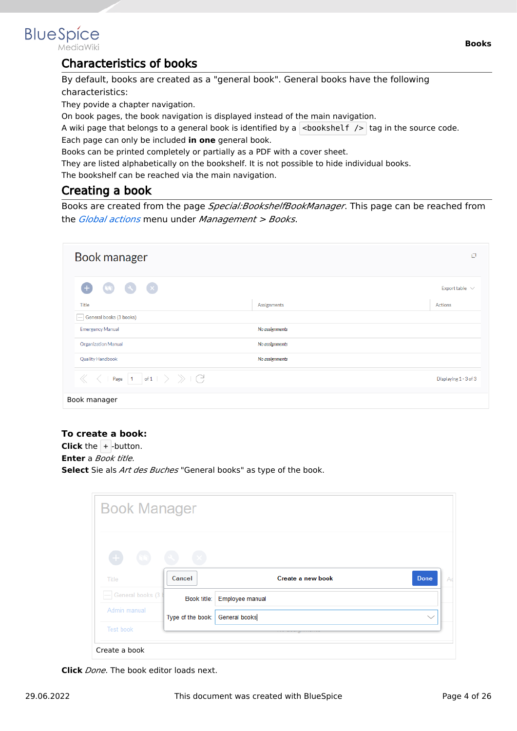## Characteristics of books

By default, books are created as a "general book". General books have the following characteristics:

They povide a chapter navigation.

On book pages, the book navigation is displayed instead of the main navigation.

A wiki page that belongs to a general book is identified by a `<bookshelf />` tag in the source code.

Each page can only be included **in one** general book.

Books can be printed completely or partially as a PDF with a cover sheet.

They are listed alphabetically on the bookshelf. It is not possible to hide individual books.

The bookshelf can be reached via the main navigation.

## Creating a book

Books are created from the page *Special:BookshelfBookManager*. This page can be reached from the *Global actions* menu under *Management > Books*.

Book manager

**To create a book:**

**Click** the + -button.

**Enter** a *Book title.*

**Select** Sie als *Art des Buches* "General books" as type of the book.

Create a book

**Click** *Done*. The book editor loads next.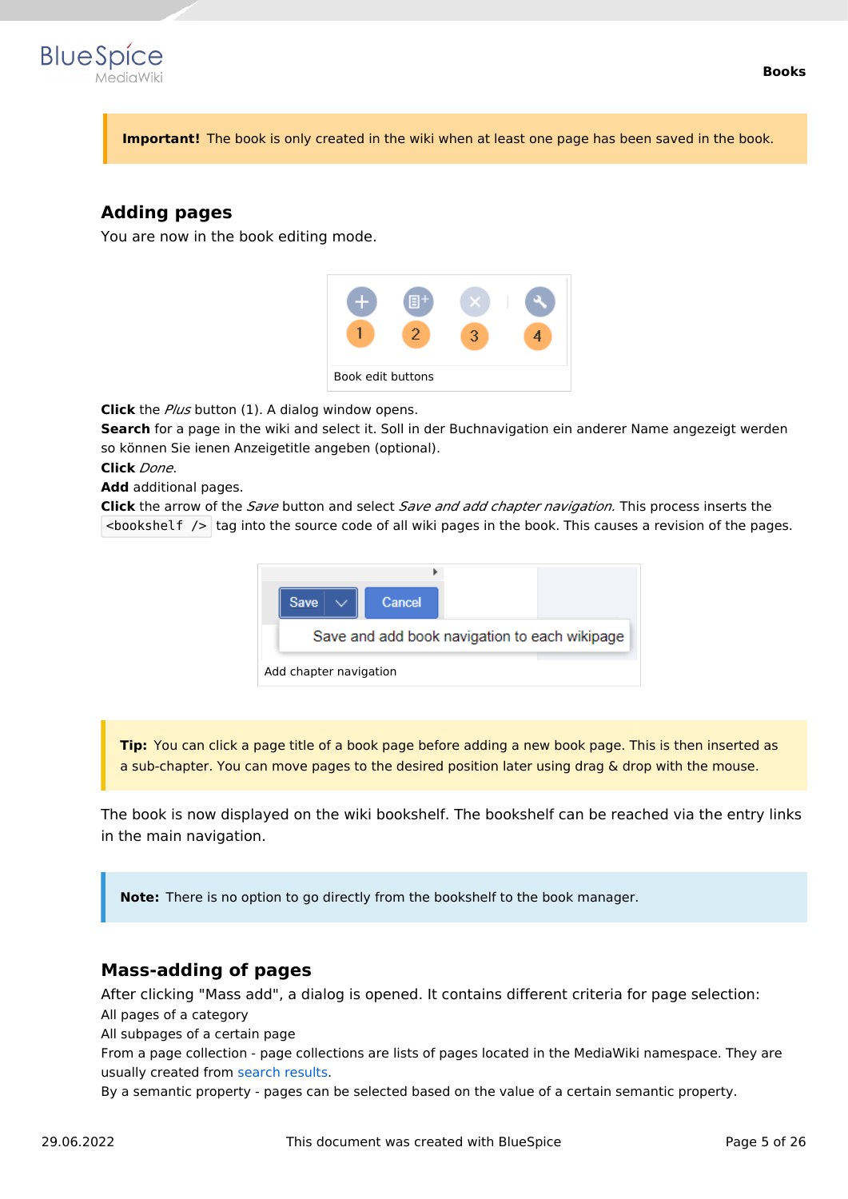**Important!** The book is only created in the wiki when at least one page has been saved in the book.

## Adding pages

You are now in the book editing mode.

Book edit buttons

**Click** the *Plus* button (1). A dialog window opens.
**Search** for a page in the wiki and select it. Soll in der Buchnavigation ein anderer Name angezeigt werden so können Sie ienen Anzeigetitle angeben (optional).
**Click** *Done*.
**Add** additional pages.
**Click** the arrow of the *Save* button and select *Save and add chapter navigation.* This process inserts the `<bookshelf />` tag into the source code of all wiki pages in the book. This causes a revision of the pages.

Add chapter navigation

**Tip:** You can click a page title of a book page before adding a new book page. This is then inserted as a sub-chapter. You can move pages to the desired position later using drag & drop with the mouse.

The book is now displayed on the wiki bookshelf. The bookshelf can be reached via the entry links in the main navigation.

**Note:** There is no option to go directly from the bookshelf to the book manager.

## Mass-adding of pages

After clicking "Mass add", a dialog is opened. It contains different criteria for page selection:
All pages of a category
All subpages of a certain page
From a page collection - page collections are lists of pages located in the MediaWiki namespace. They are usually created from search results.
By a semantic property - pages can be selected based on the value of a certain semantic property.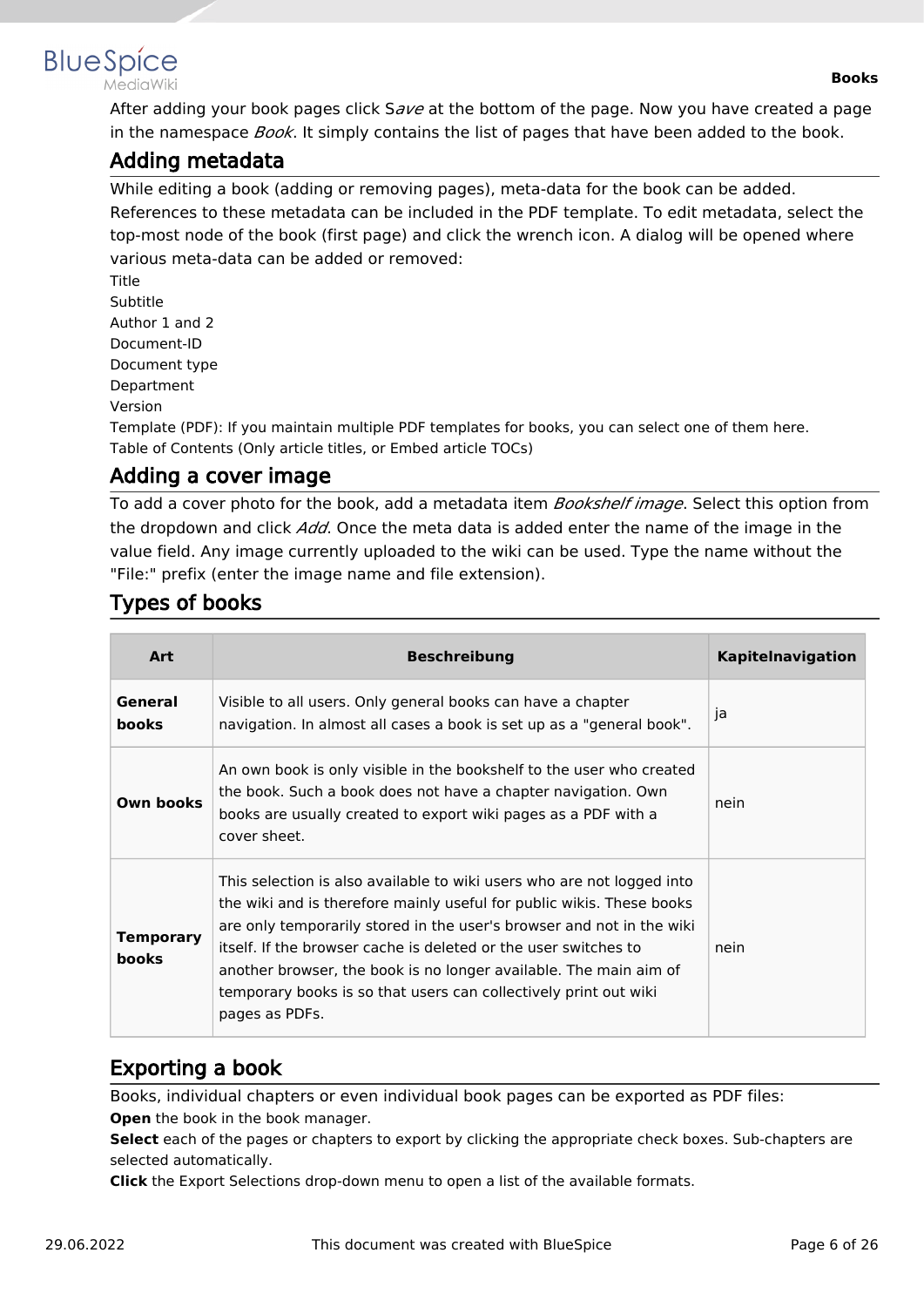After adding your book pages click S*ave* at the bottom of the page. Now you have created a page in the namespace *Book*. It simply contains the list of pages that have been added to the book.

## Adding metadata

While editing a book (adding or removing pages), meta-data for the book can be added. References to these metadata can be included in the PDF template. To edit metadata, select the top-most node of the book (first page) and click the wrench icon. A dialog will be opened where various meta-data can be added or removed:

Title
Subtitle
Author 1 and 2
Document-ID
Document type
Department
Version
Template (PDF): If you maintain multiple PDF templates for books, you can select one of them here.
Table of Contents (Only article titles, or Embed article TOCs)

## Adding a cover image

To add a cover photo for the book, add a metadata item *Bookshelf image*. Select this option from the dropdown and click *Add*. Once the meta data is added enter the name of the image in the value field. Any image currently uploaded to the wiki can be used. Type the name without the "File:" prefix (enter the image name and file extension).

## Types of books

| Art | Beschreibung | Kapitelnavigation |
|---|---|---|
| **General books** | Visible to all users. Only general books can have a chapter navigation. In almost all cases a book is set up as a "general book". | ja |
| **Own books** | An own book is only visible in the bookshelf to the user who created the book. Such a book does not have a chapter navigation. Own books are usually created to export wiki pages as a PDF with a cover sheet. | nein |
| **Temporary books** | This selection is also available to wiki users who are not logged into the wiki and is therefore mainly useful for public wikis. These books are only temporarily stored in the user's browser and not in the wiki itself. If the browser cache is deleted or the user switches to another browser, the book is no longer available. The main aim of temporary books is so that users can collectively print out wiki pages as PDFs. | nein |

## Exporting a book

Books, individual chapters or even individual book pages can be exported as PDF files:

**Open** the book in the book manager.
**Select** each of the pages or chapters to export by clicking the appropriate check boxes. Sub-chapters are selected automatically.
**Click** the Export Selections drop-down menu to open a list of the available formats.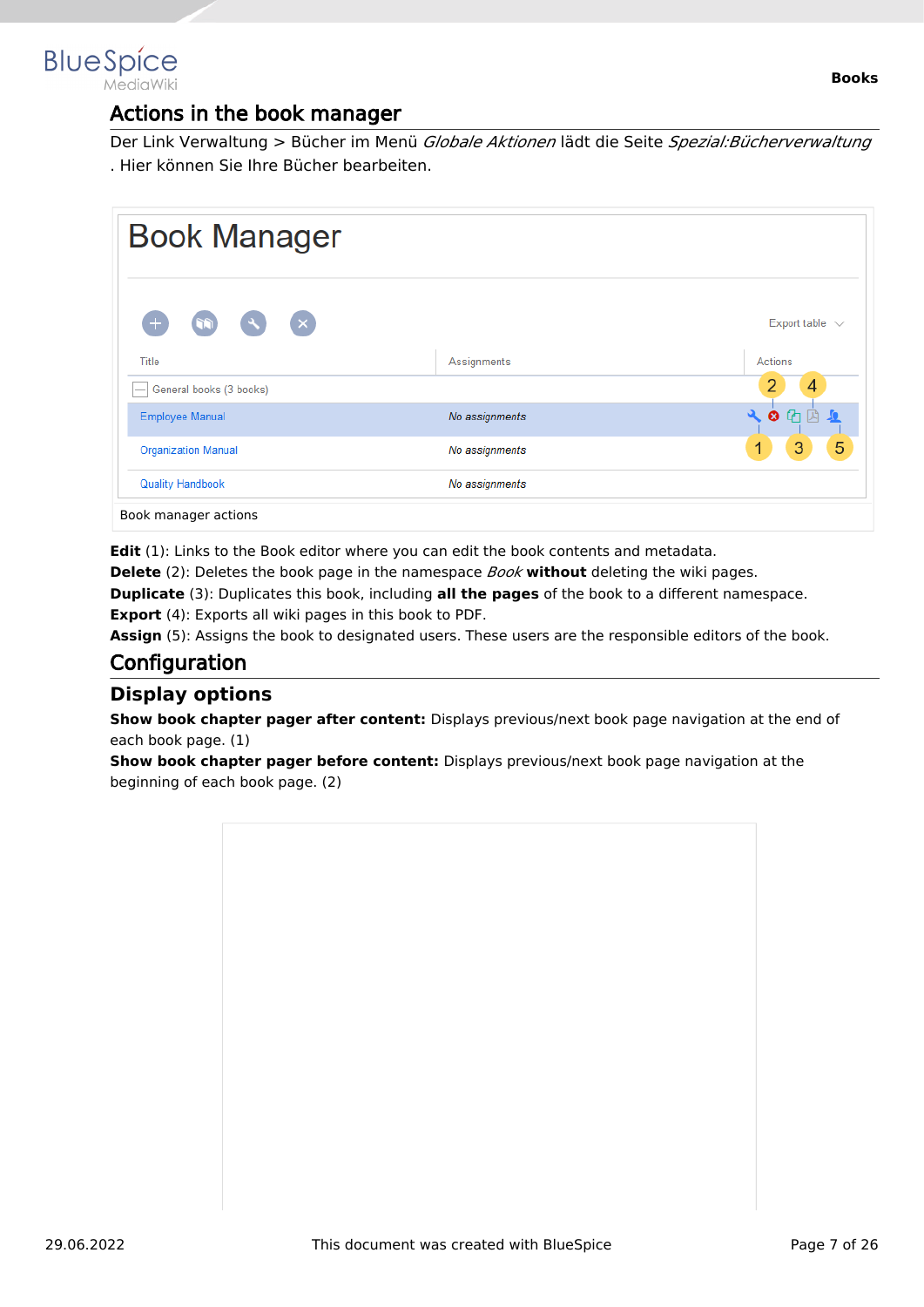## Actions in the book manager

Der Link Verwaltung > Bücher im Menü *Globale Aktionen* lädt die Seite *Spezial:Bücherverwaltung* . Hier können Sie Ihre Bücher bearbeiten.

Book manager actions

**Edit** (1): Links to the Book editor where you can edit the book contents and metadata.
**Delete** (2): Deletes the book page in the namespace *Book* **without** deleting the wiki pages.
**Duplicate** (3): Duplicates this book, including **all the pages** of the book to a different namespace.
**Export** (4): Exports all wiki pages in this book to PDF.
**Assign** (5): Assigns the book to designated users. These users are the responsible editors of the book.

## Configuration

### Display options

**Show book chapter pager after content:** Displays previous/next book page navigation at the end of each book page. (1)
**Show book chapter pager before content:** Displays previous/next book page navigation at the beginning of each book page. (2)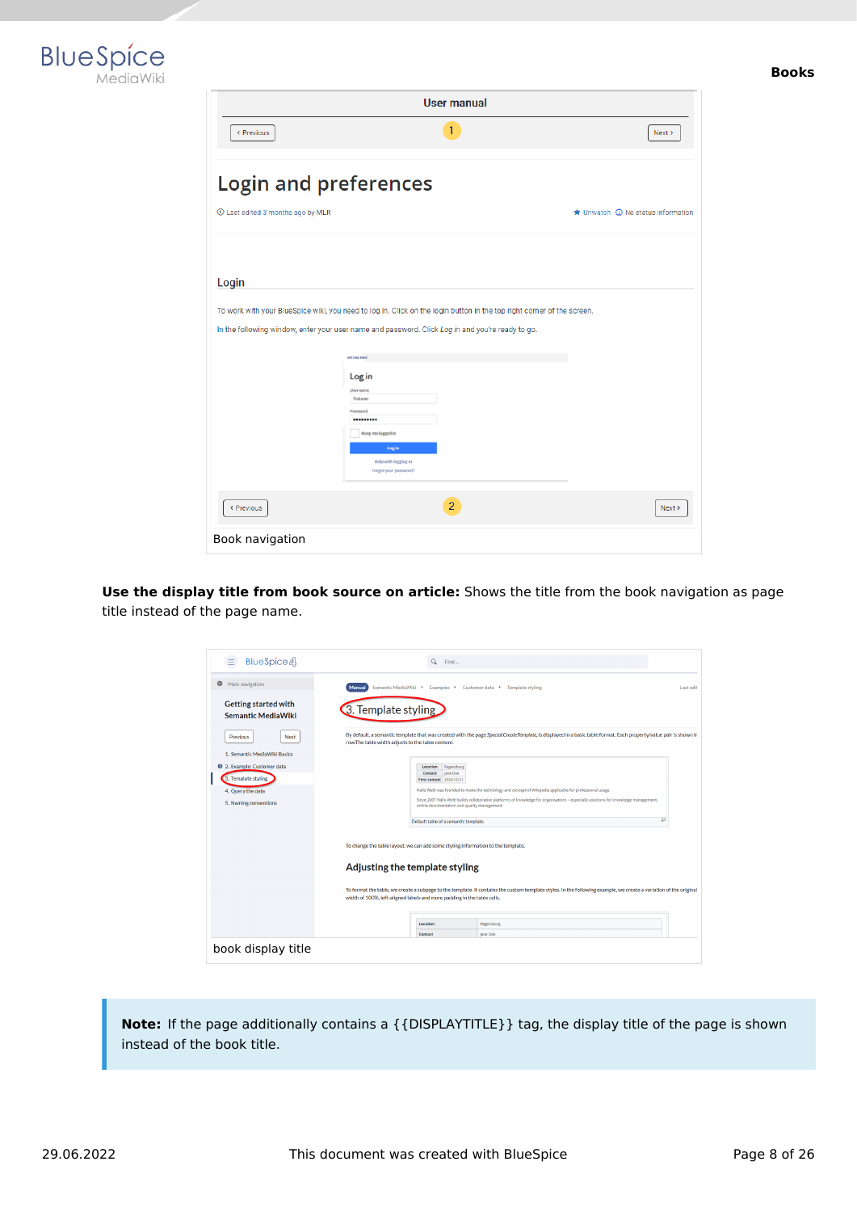Book navigation

**Use the display title from book source on article:** Shows the title from the book navigation as page title instead of the page name.

book display title

**Note:** If the page additionally contains a {{DISPLAYTITLE}} tag, the display title of the page is shown instead of the book title.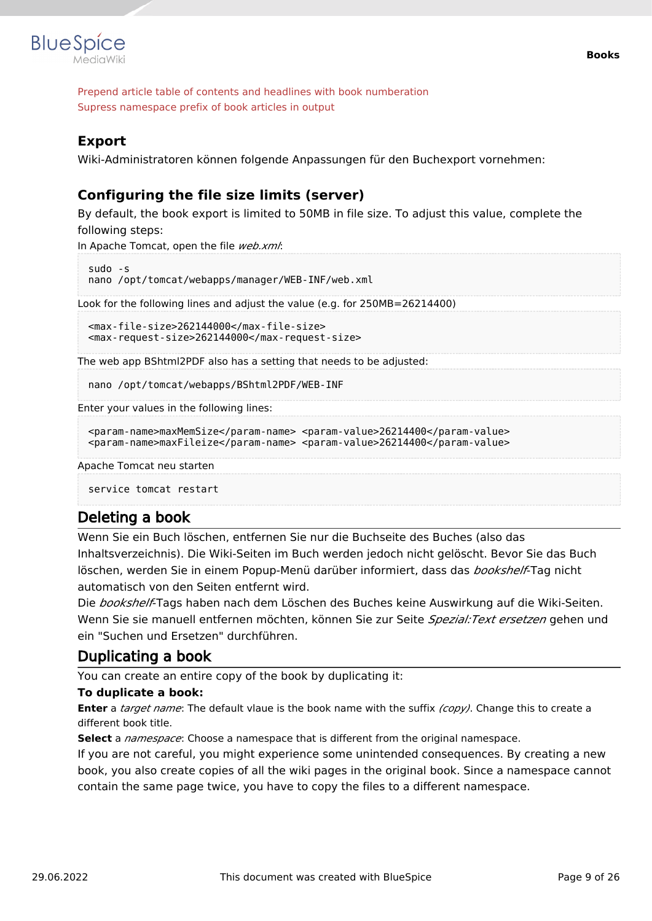Prepend article table of contents and headlines with book numberation
Supress namespace prefix of book articles in output

### Export

Wiki-Administratoren können folgende Anpassungen für den Buchexport vornehmen:

### Configuring the file size limits (server)

By default, the book export is limited to 50MB in file size. To adjust this value, complete the following steps:

In Apache Tomcat, open the file *web.xml*:

```
sudo -s
nano /opt/tomcat/webapps/manager/WEB-INF/web.xml
```

Look for the following lines and adjust the value (e.g. for 250MB=26214400)

```
<max-file-size>262144000</max-file-size>
<max-request-size>262144000</max-request-size>
```

The web app BShtml2PDF also has a setting that needs to be adjusted:

```
nano /opt/tomcat/webapps/BShtml2PDF/WEB-INF
```

Enter your values in the following lines:

```
<param-name>maxMemSize</param-name> <param-value>26214400</param-value>
<param-name>maxFileize</param-name> <param-value>26214400</param-value>
```

Apache Tomcat neu starten

```
service tomcat restart
```

## Deleting a book

Wenn Sie ein Buch löschen, entfernen Sie nur die Buchseite des Buches (also das Inhaltsverzeichnis). Die Wiki-Seiten im Buch werden jedoch nicht gelöscht. Bevor Sie das Buch löschen, werden Sie in einem Popup-Menü darüber informiert, dass das *bookshelf*-Tag nicht automatisch von den Seiten entfernt wird.

Die *bookshelf*-Tags haben nach dem Löschen des Buches keine Auswirkung auf die Wiki-Seiten. Wenn Sie sie manuell entfernen möchten, können Sie zur Seite *Spezial:Text ersetzen* gehen und ein "Suchen und Ersetzen" durchführen.

## Duplicating a book

You can create an entire copy of the book by duplicating it:

**To duplicate a book:**

**Enter** a *target name*: The default vlaue is the book name with the suffix *(copy)*. Change this to create a different book title.

**Select** a *namespace*: Choose a namespace that is different from the original namespace.

If you are not careful, you might experience some unintended consequences. By creating a new book, you also create copies of all the wiki pages in the original book. Since a namespace cannot contain the same page twice, you have to copy the files to a different namespace.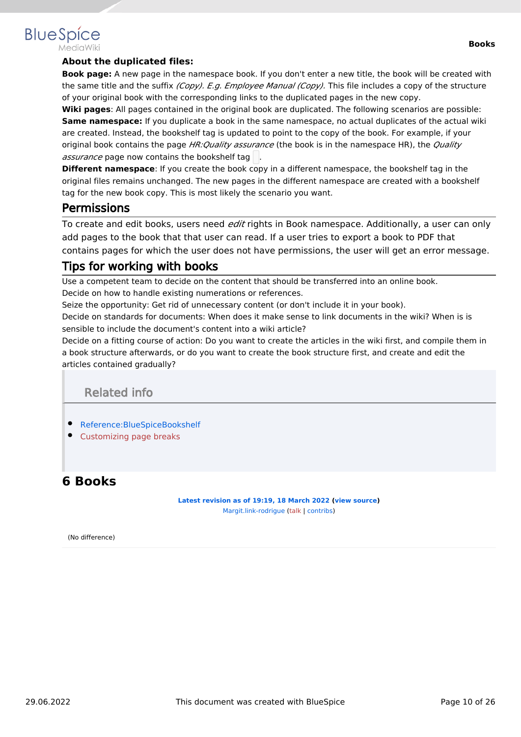**About the duplicated files:**

**Book page:** A new page in the namespace book. If you don't enter a new title, the book will be created with the same title and the suffix *(Copy). E.g. Employee Manual (Copy).* This file includes a copy of the structure of your original book with the corresponding links to the duplicated pages in the new copy.

**Wiki pages**: All pages contained in the original book are duplicated. The following scenarios are possible:

**Same namespace:** If you duplicate a book in the same namespace, no actual duplicates of the actual wiki are created. Instead, the bookshelf tag is updated to point to the copy of the book. For example, if your original book contains the page *HR:Quality assurance* (the book is in the namespace HR), the *Quality assurance* page now contains the bookshelf tag .

**Different namespace**: If you create the book copy in a different namespace, the bookshelf tag in the original files remains unchanged. The new pages in the different namespace are created with a bookshelf tag for the new book copy. This is most likely the scenario you want.

## Permissions

To create and edit books, users need *edit* rights in Book namespace. Additionally, a user can only add pages to the book that that user can read. If a user tries to export a book to PDF that contains pages for which the user does not have permissions, the user will get an error message.

## Tips for working with books

Use a competent team to decide on the content that should be transferred into an online book.

Decide on how to handle existing numerations or references.

Seize the opportunity: Get rid of unnecessary content (or don't include it in your book).

Decide on standards for documents: When does it make sense to link documents in the wiki? When is is sensible to include the document's content into a wiki article?

Decide on a fitting course of action: Do you want to create the articles in the wiki first, and compile them in a book structure afterwards, or do you want to create the book structure first, and create and edit the articles contained gradually?

### Related info

- Reference:BlueSpiceBookshelf
- Customizing page breaks

# 6 Books

**Latest revision as of 19:19, 18 March 2022 (view source)**
Margit.link-rodrigue (talk | contribs)

(No difference)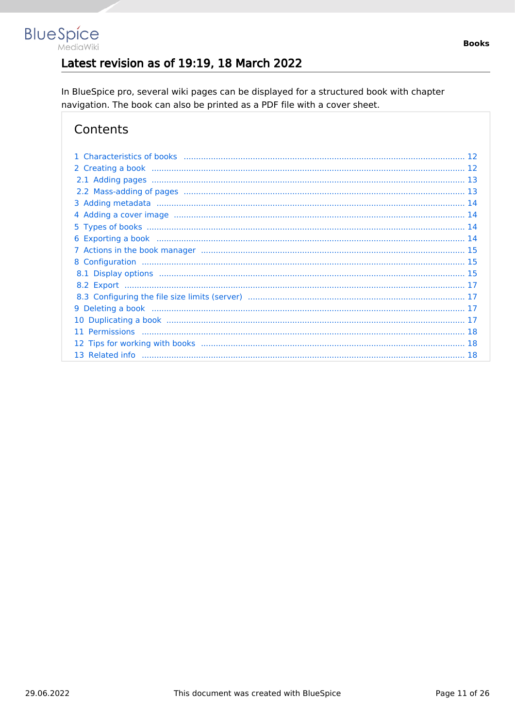## Latest revision as of 19:19, 18 March 2022

In BlueSpice pro, several wiki pages can be displayed for a structured book with chapter navigation. The book can also be printed as a PDF file with a cover sheet.

### Contents

- 1 Characteristics of books ..... 12
- 2 Creating a book ..... 12
  - 2.1 Adding pages ..... 13
  - 2.2 Mass-adding of pages ..... 13
- 3 Adding metadata ..... 14
- 4 Adding a cover image ..... 14
- 5 Types of books ..... 14
- 6 Exporting a book ..... 14
- 7 Actions in the book manager ..... 15
- 8 Configuration ..... 15
  - 8.1 Display options ..... 15
  - 8.2 Export ..... 17
  - 8.3 Configuring the file size limits (server) ..... 17
- 9 Deleting a book ..... 17
- 10 Duplicating a book ..... 17
- 11 Permissions ..... 18
- 12 Tips for working with books ..... 18
- 13 Related info ..... 18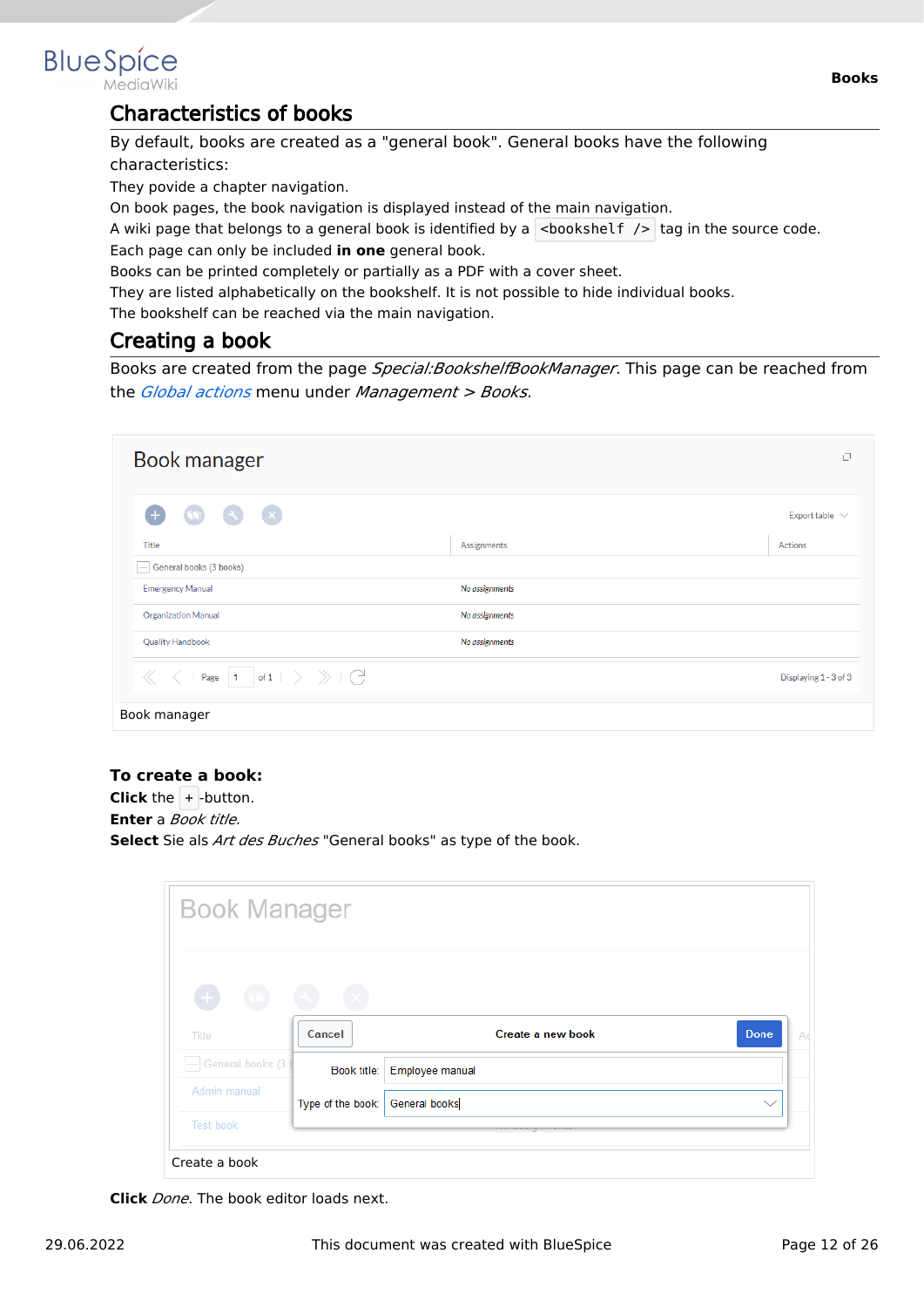## Characteristics of books

By default, books are created as a "general book". General books have the following characteristics:

They povide a chapter navigation.
On book pages, the book navigation is displayed instead of the main navigation.
A wiki page that belongs to a general book is identified by a `<bookshelf />` tag in the source code.
Each page can only be included **in one** general book.
Books can be printed completely or partially as a PDF with a cover sheet.
They are listed alphabetically on the bookshelf. It is not possible to hide individual books.
The bookshelf can be reached via the main navigation.

## Creating a book

Books are created from the page *Special:BookshelfBookManager*. This page can be reached from the *Global actions* menu under *Management > Books*.

Book manager

**To create a book:**
**Click** the + -button.
**Enter** a *Book title.*
**Select** Sie als *Art des Buches* "General books" as type of the book.

Create a book

**Click** *Done*. The book editor loads next.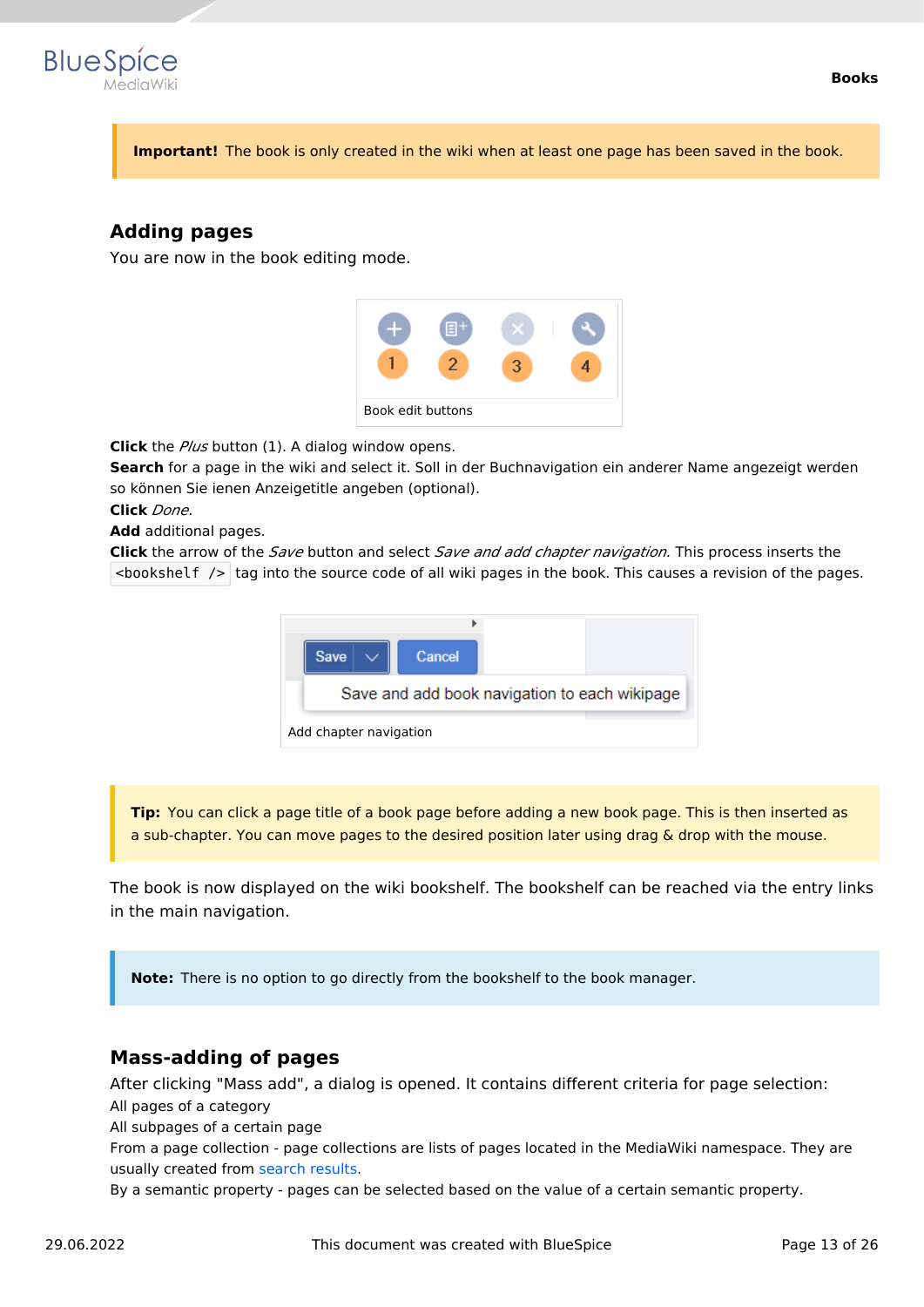**Important!** The book is only created in the wiki when at least one page has been saved in the book.

## Adding pages

You are now in the book editing mode.

Book edit buttons

**Click** the *Plus* button (1). A dialog window opens.
**Search** for a page in the wiki and select it. Soll in der Buchnavigation ein anderer Name angezeigt werden so können Sie ienen Anzeigetitle angeben (optional).
**Click** *Done*.
**Add** additional pages.
**Click** the arrow of the *Save* button and select *Save and add chapter navigation.* This process inserts the `<bookshelf />` tag into the source code of all wiki pages in the book. This causes a revision of the pages.

Add chapter navigation

**Tip:** You can click a page title of a book page before adding a new book page. This is then inserted as a sub-chapter. You can move pages to the desired position later using drag & drop with the mouse.

The book is now displayed on the wiki bookshelf. The bookshelf can be reached via the entry links in the main navigation.

**Note:** There is no option to go directly from the bookshelf to the book manager.

## Mass-adding of pages

After clicking "Mass add", a dialog is opened. It contains different criteria for page selection:
All pages of a category
All subpages of a certain page
From a page collection - page collections are lists of pages located in the MediaWiki namespace. They are usually created from search results.
By a semantic property - pages can be selected based on the value of a certain semantic property.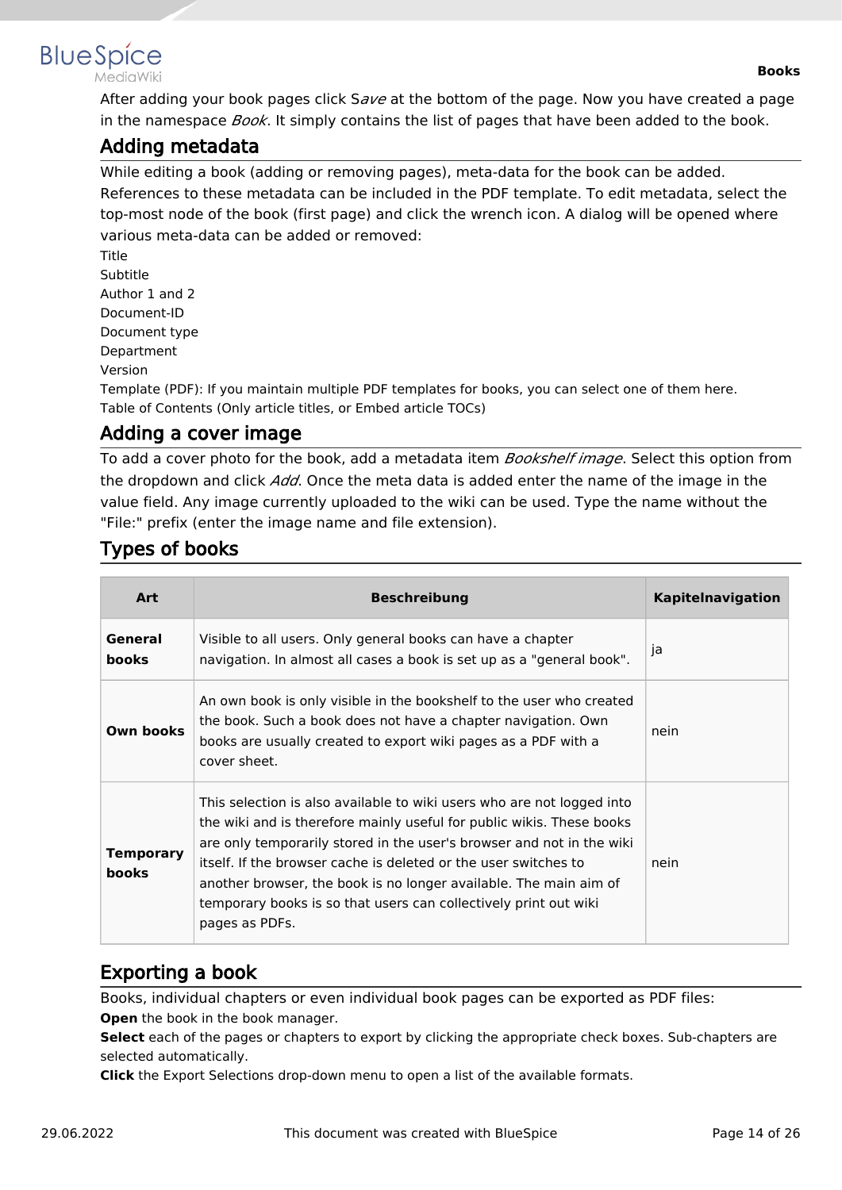After adding your book pages click S*ave* at the bottom of the page. Now you have created a page in the namespace *Book*. It simply contains the list of pages that have been added to the book.

## Adding metadata

While editing a book (adding or removing pages), meta-data for the book can be added. References to these metadata can be included in the PDF template. To edit metadata, select the top-most node of the book (first page) and click the wrench icon. A dialog will be opened where various meta-data can be added or removed:

Title
Subtitle
Author 1 and 2
Document-ID
Document type
Department
Version
Template (PDF): If you maintain multiple PDF templates for books, you can select one of them here.
Table of Contents (Only article titles, or Embed article TOCs)

## Adding a cover image

To add a cover photo for the book, add a metadata item *Bookshelf image*. Select this option from the dropdown and click *Add*. Once the meta data is added enter the name of the image in the value field. Any image currently uploaded to the wiki can be used. Type the name without the "File:" prefix (enter the image name and file extension).

## Types of books

| Art | Beschreibung | Kapitelnavigation |
|---|---|---|
| **General books** | Visible to all users. Only general books can have a chapter navigation. In almost all cases a book is set up as a "general book". | ja |
| **Own books** | An own book is only visible in the bookshelf to the user who created the book. Such a book does not have a chapter navigation. Own books are usually created to export wiki pages as a PDF with a cover sheet. | nein |
| **Temporary books** | This selection is also available to wiki users who are not logged into the wiki and is therefore mainly useful for public wikis. These books are only temporarily stored in the user's browser and not in the wiki itself. If the browser cache is deleted or the user switches to another browser, the book is no longer available. The main aim of temporary books is so that users can collectively print out wiki pages as PDFs. | nein |

## Exporting a book

Books, individual chapters or even individual book pages can be exported as PDF files:

**Open** the book in the book manager.
**Select** each of the pages or chapters to export by clicking the appropriate check boxes. Sub-chapters are selected automatically.
**Click** the Export Selections drop-down menu to open a list of the available formats.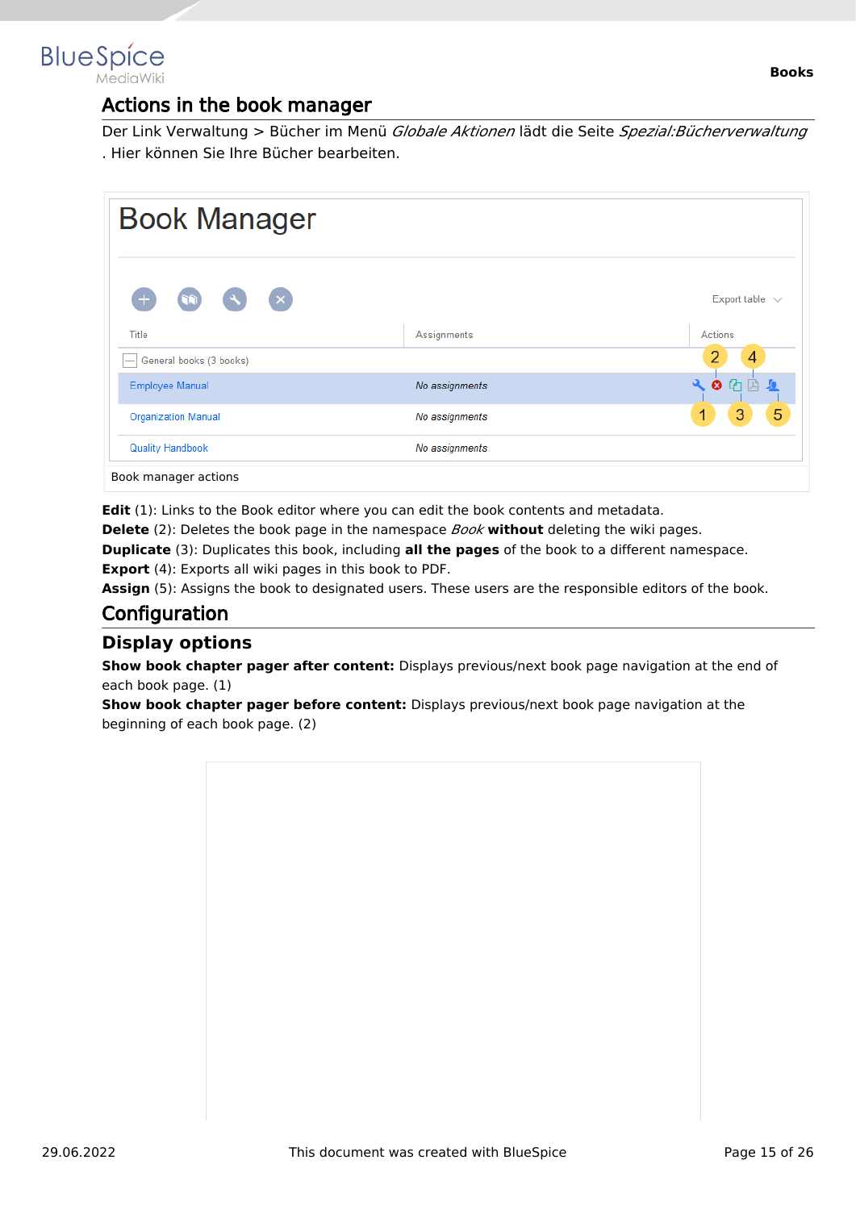## Actions in the book manager

Der Link Verwaltung > Bücher im Menü *Globale Aktionen* lädt die Seite *Spezial:Bücherverwaltung* . Hier können Sie Ihre Bücher bearbeiten.

Book manager actions

**Edit** (1): Links to the Book editor where you can edit the book contents and metadata.
**Delete** (2): Deletes the book page in the namespace *Book* **without** deleting the wiki pages.
**Duplicate** (3): Duplicates this book, including **all the pages** of the book to a different namespace.
**Export** (4): Exports all wiki pages in this book to PDF.
**Assign** (5): Assigns the book to designated users. These users are the responsible editors of the book.

## Configuration

### Display options

**Show book chapter pager after content:** Displays previous/next book page navigation at the end of each book page. (1)
**Show book chapter pager before content:** Displays previous/next book page navigation at the beginning of each book page. (2)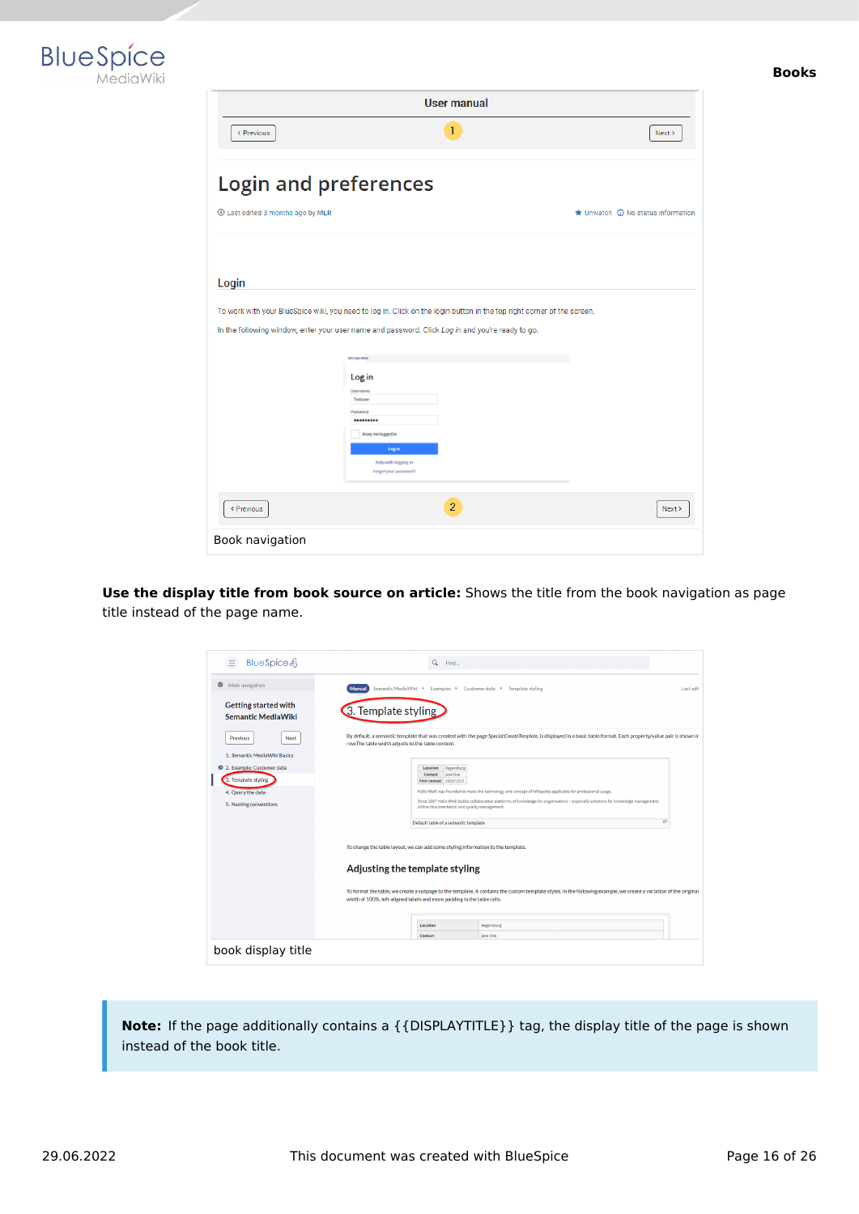Book navigation

**Use the display title from book source on article:** Shows the title from the book navigation as page title instead of the page name.

book display title

> **Note:** If the page additionally contains a {{DISPLAYTITLE}} tag, the display title of the page is shown instead of the book title.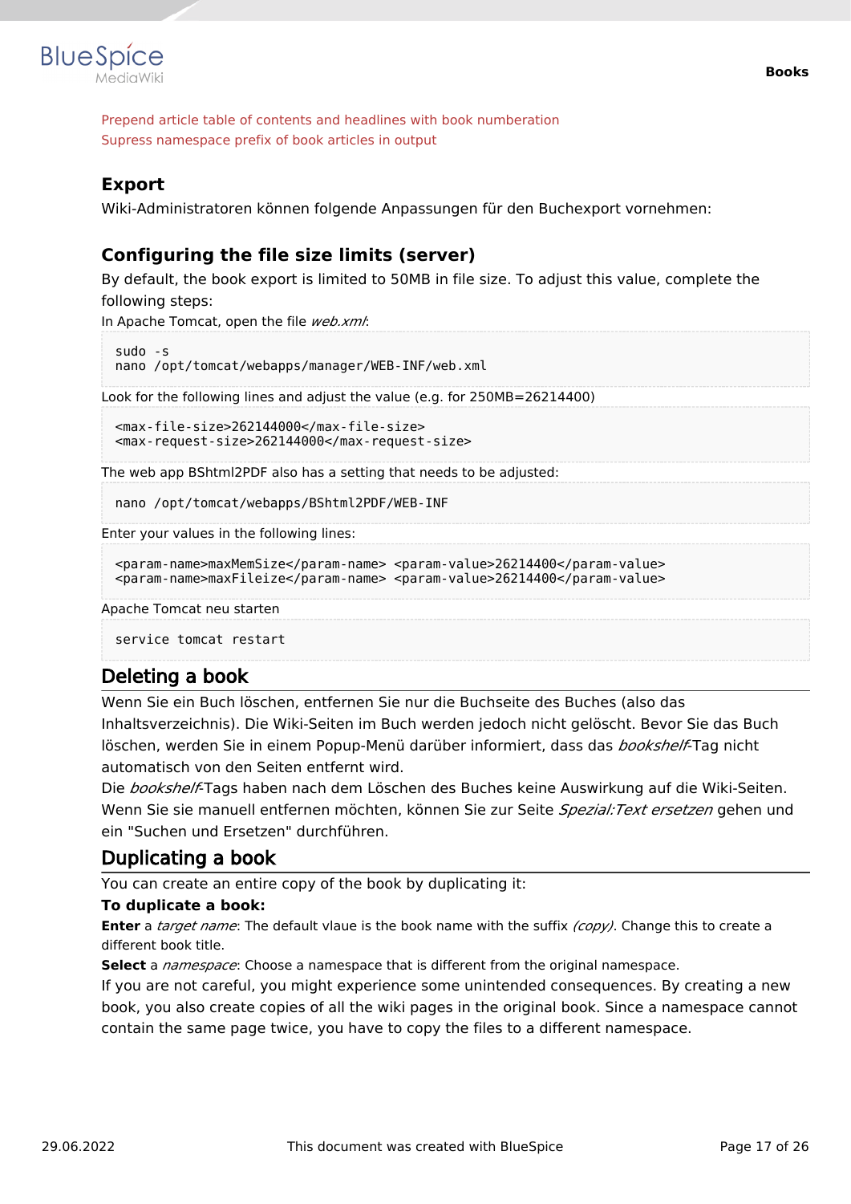Prepend article table of contents and headlines with book numeration
Supress namespace prefix of book articles in output

### Export

Wiki-Administratoren können folgende Anpassungen für den Buchexport vornehmen:

### Configuring the file size limits (server)

By default, the book export is limited to 50MB in file size. To adjust this value, complete the following steps:

In Apache Tomcat, open the file *web.xml*:

```
sudo -s
nano /opt/tomcat/webapps/manager/WEB-INF/web.xml
```

Look for the following lines and adjust the value (e.g. for 250MB=26214400)

```
<max-file-size>262144000</max-file-size>
<max-request-size>262144000</max-request-size>
```

The web app BShtml2PDF also has a setting that needs to be adjusted:

```
nano /opt/tomcat/webapps/BShtml2PDF/WEB-INF
```

Enter your values in the following lines:

```
<param-name>maxMemSize</param-name> <param-value>26214400</param-value>
<param-name>maxFileize</param-name> <param-value>26214400</param-value>
```

Apache Tomcat neu starten

```
service tomcat restart
```

## Deleting a book

Wenn Sie ein Buch löschen, entfernen Sie nur die Buchseite des Buches (also das Inhaltsverzeichnis). Die Wiki-Seiten im Buch werden jedoch nicht gelöscht. Bevor Sie das Buch löschen, werden Sie in einem Popup-Menü darüber informiert, dass das *bookshelf*-Tag nicht automatisch von den Seiten entfernt wird.

Die *bookshelf*-Tags haben nach dem Löschen des Buches keine Auswirkung auf die Wiki-Seiten. Wenn Sie sie manuell entfernen möchten, können Sie zur Seite *Spezial:Text ersetzen* gehen und ein "Suchen und Ersetzen" durchführen.

## Duplicating a book

You can create an entire copy of the book by duplicating it:

**To duplicate a book:**

**Enter** a *target name*: The default vlaue is the book name with the suffix *(copy)*. Change this to create a different book title.

**Select** a *namespace*: Choose a namespace that is different from the original namespace.

If you are not careful, you might experience some unintended consequences. By creating a new book, you also create copies of all the wiki pages in the original book. Since a namespace cannot contain the same page twice, you have to copy the files to a different namespace.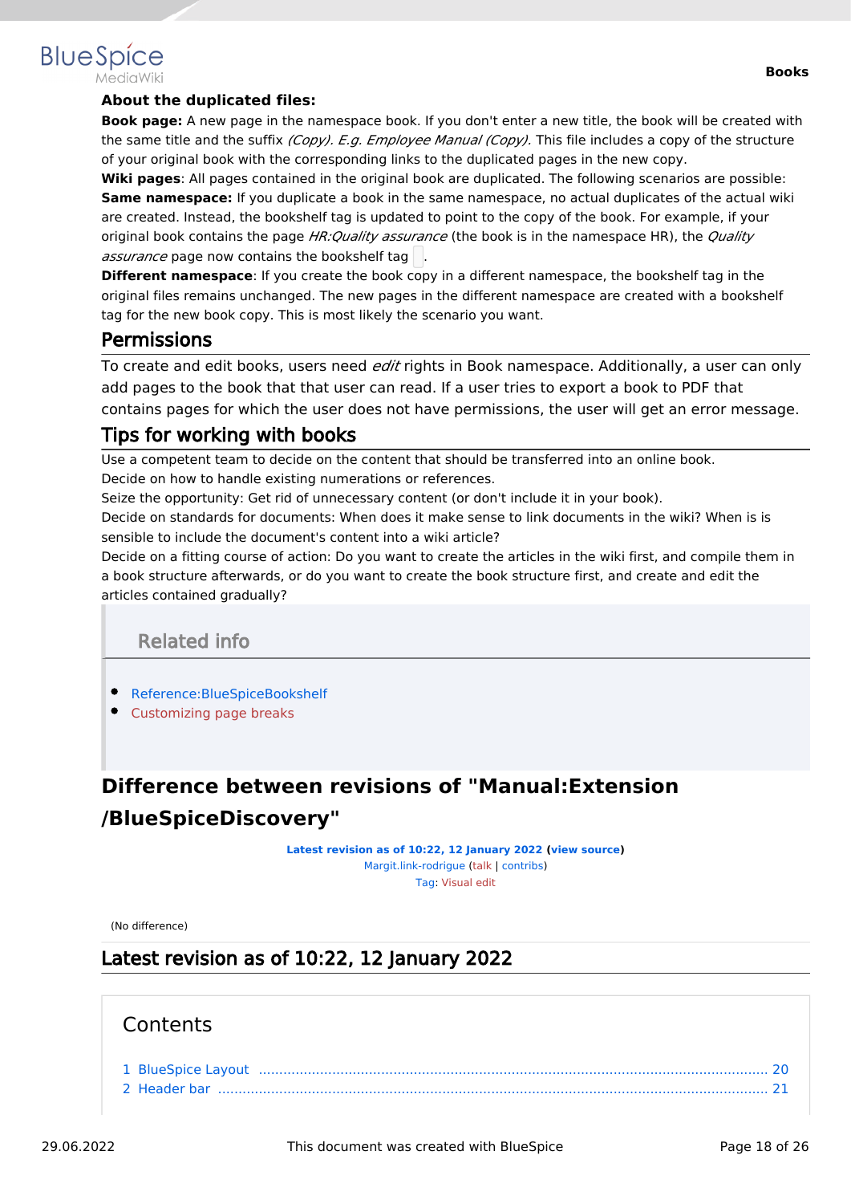**About the duplicated files:**

**Book page:** A new page in the namespace book. If you don't enter a new title, the book will be created with the same title and the suffix *(Copy). E.g. Employee Manual (Copy).* This file includes a copy of the structure of your original book with the corresponding links to the duplicated pages in the new copy.

**Wiki pages**: All pages contained in the original book are duplicated. The following scenarios are possible:

**Same namespace:** If you duplicate a book in the same namespace, no actual duplicates of the actual wiki are created. Instead, the bookshelf tag is updated to point to the copy of the book. For example, if your original book contains the page *HR:Quality assurance* (the book is in the namespace HR), the *Quality assurance* page now contains the bookshelf tag .

**Different namespace**: If you create the book copy in a different namespace, the bookshelf tag in the original files remains unchanged. The new pages in the different namespace are created with a bookshelf tag for the new book copy. This is most likely the scenario you want.

## Permissions

To create and edit books, users need *edit* rights in Book namespace. Additionally, a user can only add pages to the book that that user can read. If a user tries to export a book to PDF that contains pages for which the user does not have permissions, the user will get an error message.

## Tips for working with books

Use a competent team to decide on the content that should be transferred into an online book.

Decide on how to handle existing numerations or references.

Seize the opportunity: Get rid of unnecessary content (or don't include it in your book).

Decide on standards for documents: When does it make sense to link documents in the wiki? When is is sensible to include the document's content into a wiki article?

Decide on a fitting course of action: Do you want to create the articles in the wiki first, and compile them in a book structure afterwards, or do you want to create the book structure first, and create and edit the articles contained gradually?

### Related info

- Reference:BlueSpiceBookshelf
- Customizing page breaks

# Difference between revisions of "Manual:Extension /BlueSpiceDiscovery"

**Latest revision as of 10:22, 12 January 2022 (view source)**
Margit.link-rodrigue (talk | contribs)
Tag: Visual edit

(No difference)

## Latest revision as of 10:22, 12 January 2022

Contents

1 BlueSpice Layout ........ 20
2 Header bar ........ 21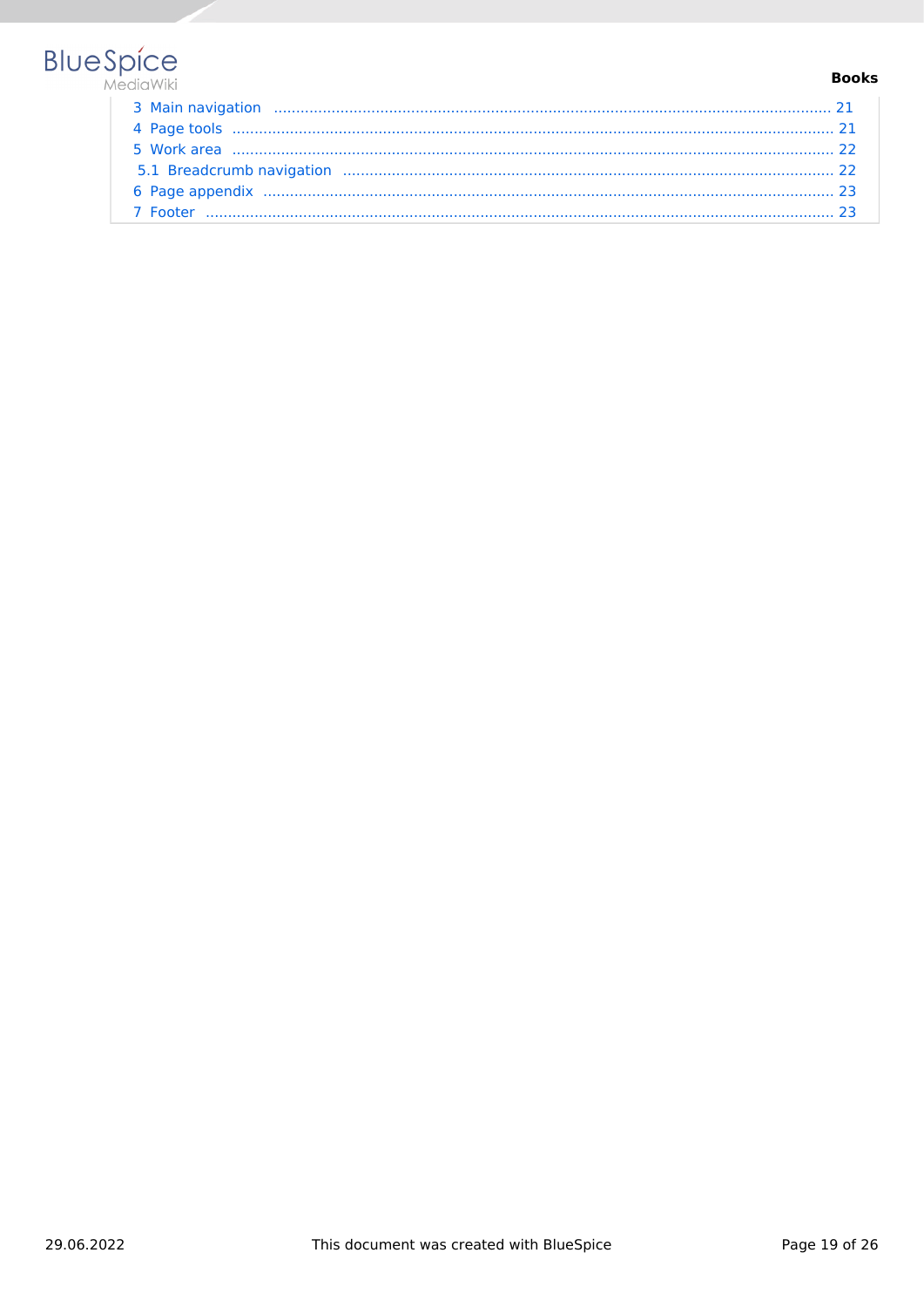3 Main navigation ..... 21
4 Page tools ..... 21
5 Work area ..... 22
5.1 Breadcrumb navigation ..... 22
6 Page appendix ..... 23
7 Footer ..... 23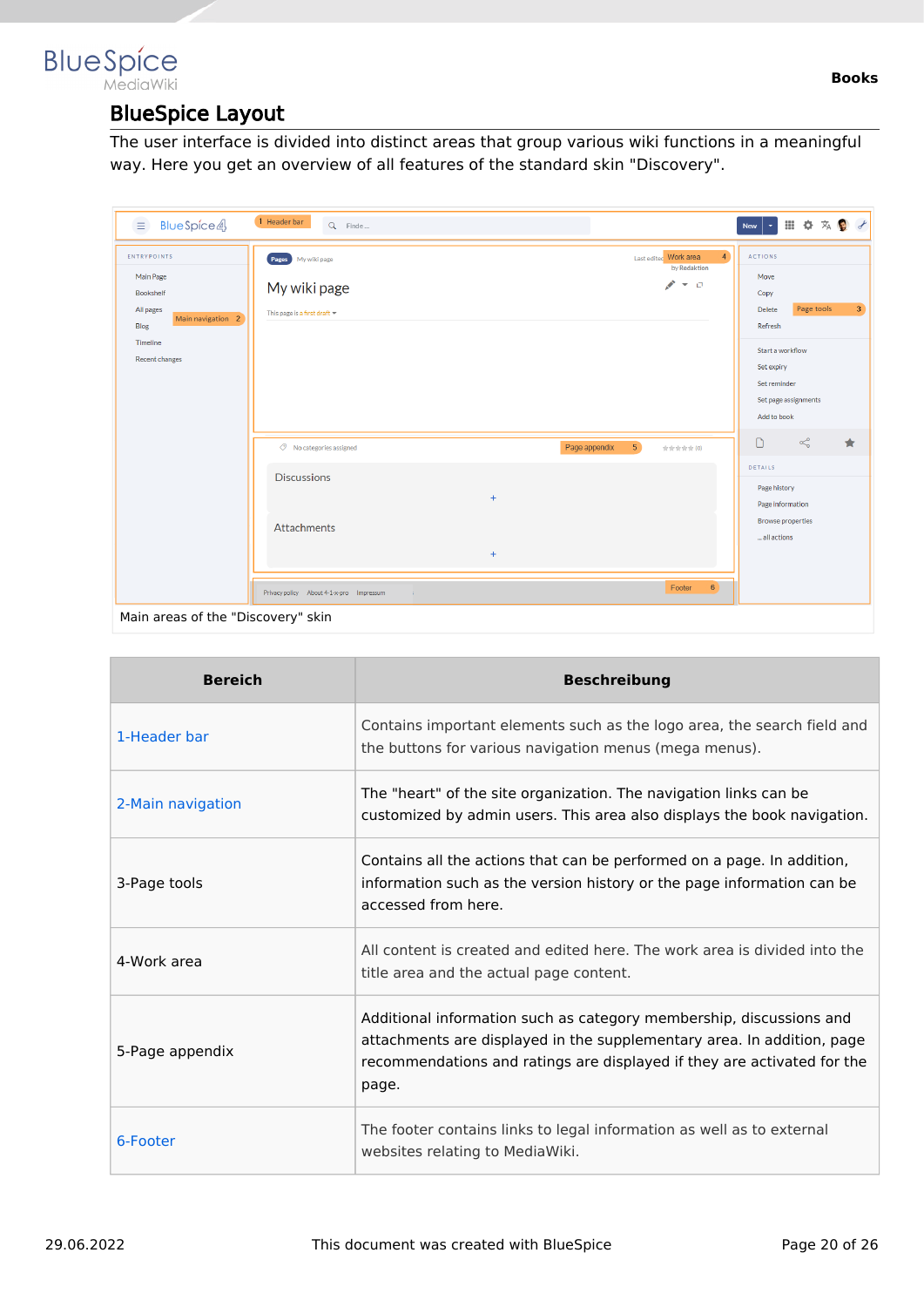# BlueSpice Layout

The user interface is divided into distinct areas that group various wiki functions in a meaningful way. Here you get an overview of all features of the standard skin "Discovery".

Main areas of the "Discovery" skin

| Bereich | Beschreibung |
| --- | --- |
| 1-Header bar | Contains important elements such as the logo area, the search field and the buttons for various navigation menus (mega menus). |
| 2-Main navigation | The "heart" of the site organization. The navigation links can be customized by admin users. This area also displays the book navigation. |
| 3-Page tools | Contains all the actions that can be performed on a page. In addition, information such as the version history or the page information can be accessed from here. |
| 4-Work area | All content is created and edited here. The work area is divided into the title area and the actual page content. |
| 5-Page appendix | Additional information such as category membership, discussions and attachments are displayed in the supplementary area. In addition, page recommendations and ratings are displayed if they are activated for the page. |
| 6-Footer | The footer contains links to legal information as well as to external websites relating to MediaWiki. |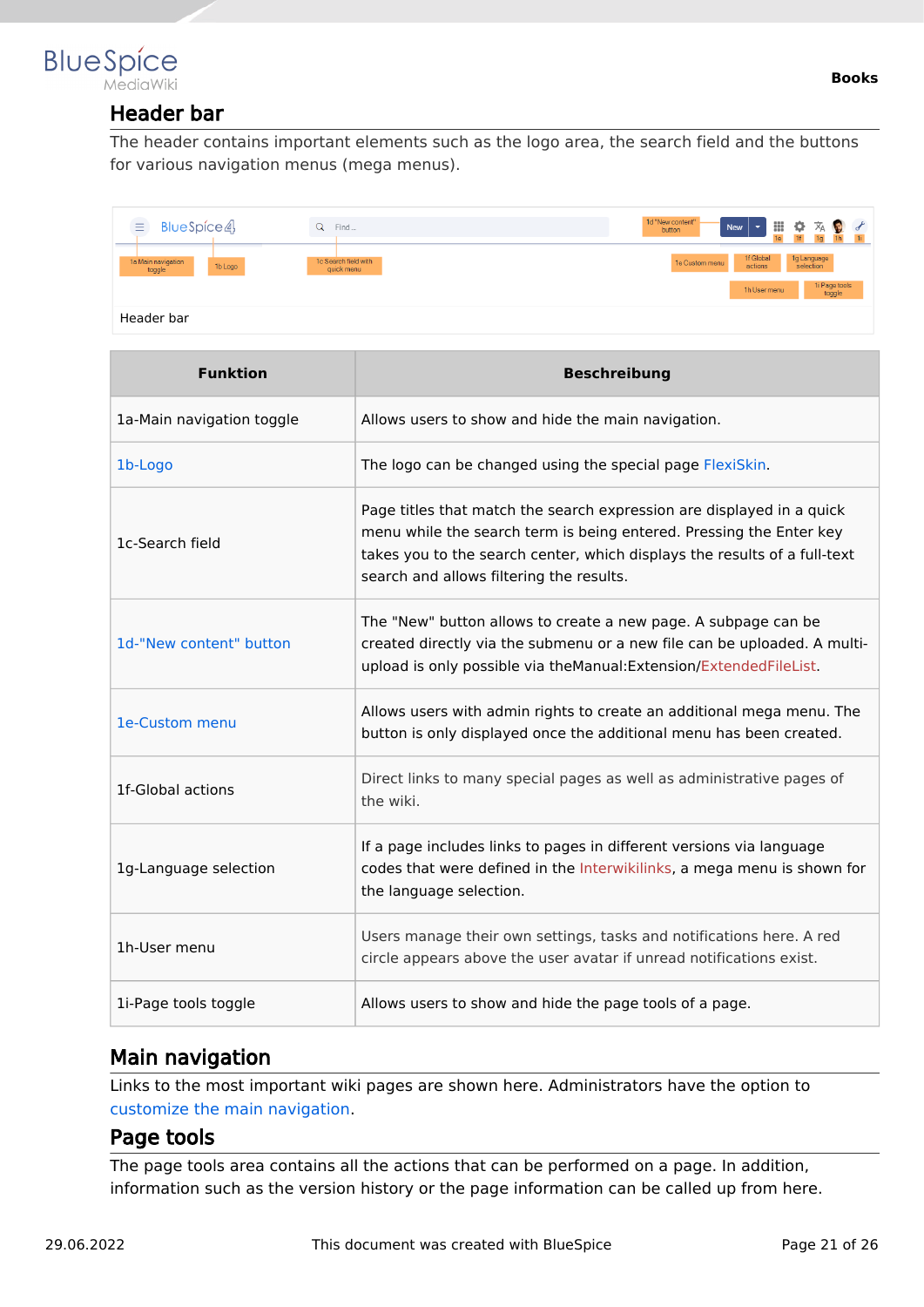## Header bar

The header contains important elements such as the logo area, the search field and the buttons for various navigation menus (mega menus).

Header bar

| Funktion | Beschreibung |
|---|---|
| 1a-Main navigation toggle | Allows users to show and hide the main navigation. |
| 1b-Logo | The logo can be changed using the special page FlexiSkin. |
| 1c-Search field | Page titles that match the search expression are displayed in a quick menu while the search term is being entered. Pressing the Enter key takes you to the search center, which displays the results of a full-text search and allows filtering the results. |
| 1d-"New content" button | The "New" button allows to create a new page. A subpage can be created directly via the submenu or a new file can be uploaded. A multi-upload is only possible via theManual:Extension/ExtendedFileList. |
| 1e-Custom menu | Allows users with admin rights to create an additional mega menu. The button is only displayed once the additional menu has been created. |
| 1f-Global actions | Direct links to many special pages as well as administrative pages of the wiki. |
| 1g-Language selection | If a page includes links to pages in different versions via language codes that were defined in the Interwikilinks, a mega menu is shown for the language selection. |
| 1h-User menu | Users manage their own settings, tasks and notifications here. A red circle appears above the user avatar if unread notifications exist. |
| 1i-Page tools toggle | Allows users to show and hide the page tools of a page. |

## Main navigation

Links to the most important wiki pages are shown here. Administrators have the option to customize the main navigation.

## Page tools

The page tools area contains all the actions that can be performed on a page. In addition, information such as the version history or the page information can be called up from here.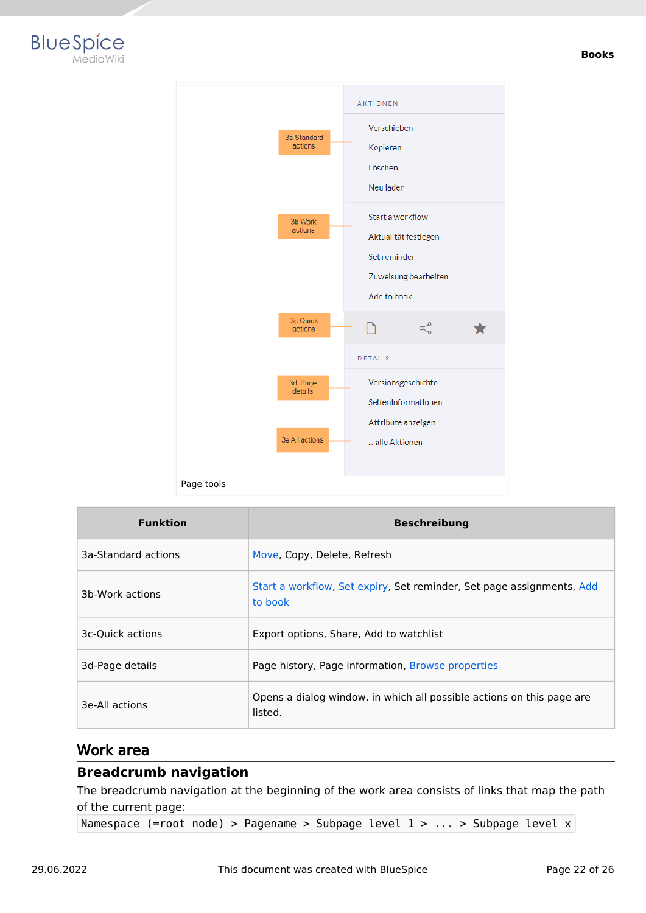Page tools

| Funktion | Beschreibung |
| --- | --- |
| 3a-Standard actions | Move, Copy, Delete, Refresh |
| 3b-Work actions | Start a workflow, Set expiry, Set reminder, Set page assignments, Add to book |
| 3c-Quick actions | Export options, Share, Add to watchlist |
| 3d-Page details | Page history, Page information, Browse properties |
| 3e-All actions | Opens a dialog window, in which all possible actions on this page are listed. |

## Work area

### Breadcrumb navigation

The breadcrumb navigation at the beginning of the work area consists of links that map the path of the current page:

```
Namespace (=root node) > Pagename > Subpage level 1 > ... > Subpage level x
```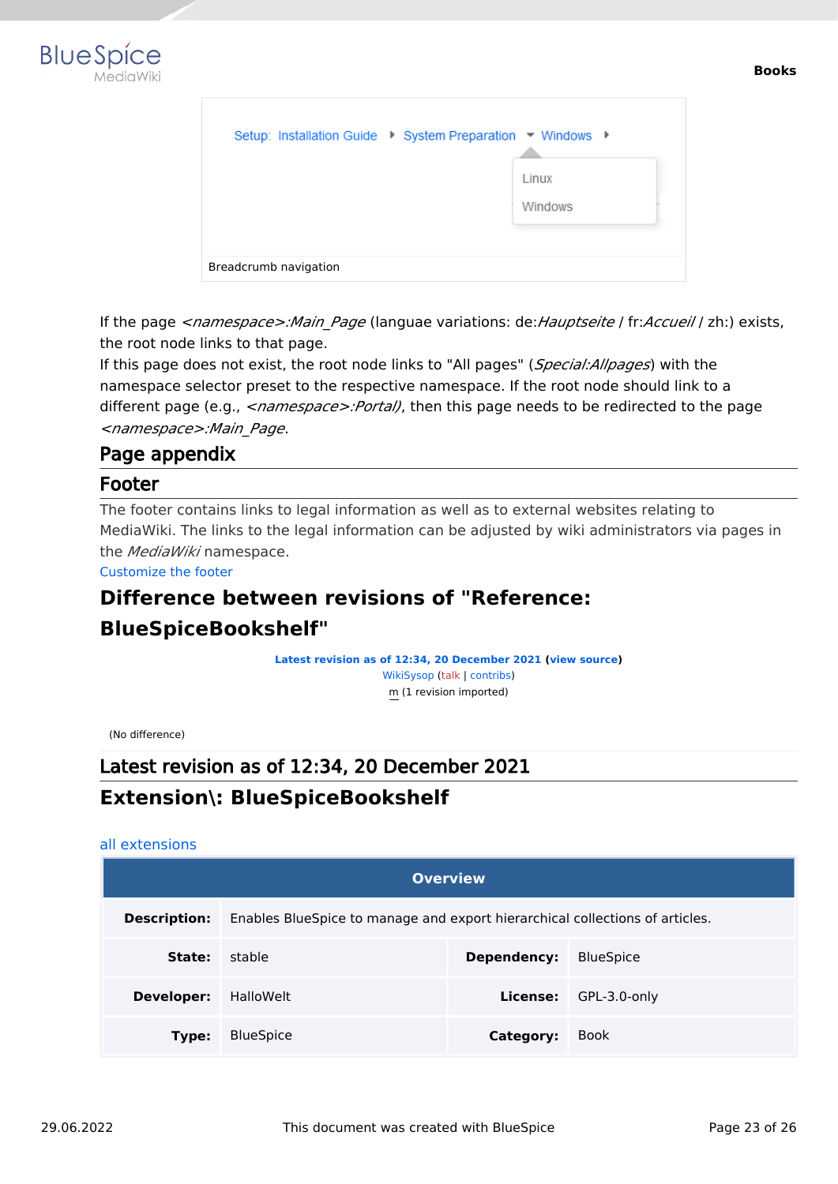Setup: Installation Guide ▸ System Preparation ▾ Windows ▸

Linux

Windows

Breadcrumb navigation

If the page *<namespace>:Main_Page* (languae variations: de:*Hauptseite* / fr:*Accueil* / zh:) exists, the root node links to that page.
If this page does not exist, the root node links to "All pages" (*Special:Allpages*) with the namespace selector preset to the respective namespace. If the root node should link to a different page (e.g., *<namespace>:Portal)*, then this page needs to be redirected to the page *<namespace>:Main_Page*.

## Page appendix

## Footer

The footer contains links to legal information as well as to external websites relating to MediaWiki. The links to the legal information can be adjusted by wiki administrators via pages in the *MediaWiki* namespace.

Customize the footer

# Difference between revisions of "Reference: BlueSpiceBookshelf"

**Latest revision as of 12:34, 20 December 2021 (view source)**
WikiSysop (talk | contribs)
m (1 revision imported)

(No difference)

## Latest revision as of 12:34, 20 December 2021

# Extension\: BlueSpiceBookshelf

all extensions

| Overview | | | |
|---|---|---|---|
| **Description:** | Enables BlueSpice to manage and export hierarchical collections of articles. | | |
| **State:** | stable | **Dependency:** | BlueSpice |
| **Developer:** | HalloWelt | **License:** | GPL-3.0-only |
| **Type:** | BlueSpice | **Category:** | Book |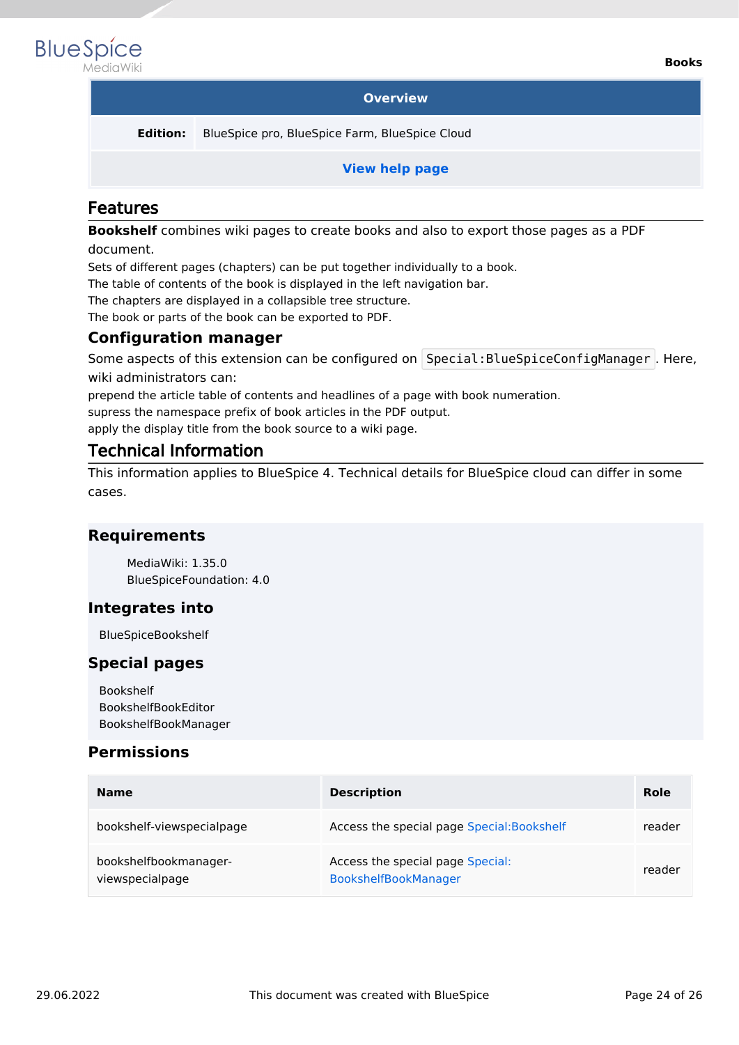| Overview | |
|---|---|
| **Edition:** | BlueSpice pro, BlueSpice Farm, BlueSpice Cloud |
| **View help page** | |

## Features

**Bookshelf** combines wiki pages to create books and also to export those pages as a PDF document.

Sets of different pages (chapters) can be put together individually to a book.
The table of contents of the book is displayed in the left navigation bar.
The chapters are displayed in a collapsible tree structure.
The book or parts of the book can be exported to PDF.

### Configuration manager

Some aspects of this extension can be configured on `Special:BlueSpiceConfigManager`. Here, wiki administrators can:

prepend the article table of contents and headlines of a page with book numeration.
supress the namespace prefix of book articles in the PDF output.
apply the display title from the book source to a wiki page.

## Technical Information

This information applies to BlueSpice 4. Technical details for BlueSpice cloud can differ in some cases.

### Requirements

MediaWiki: 1.35.0
BlueSpiceFoundation: 4.0

### Integrates into

BlueSpiceBookshelf

### Special pages

Bookshelf
BookshelfBookEditor
BookshelfBookManager

### Permissions

| Name | Description | Role |
|---|---|---|
| bookshelf-viewspecialpage | Access the special page Special:Bookshelf | reader |
| bookshelfbookmanager-viewspecialpage | Access the special page Special:BookshelfBookManager | reader |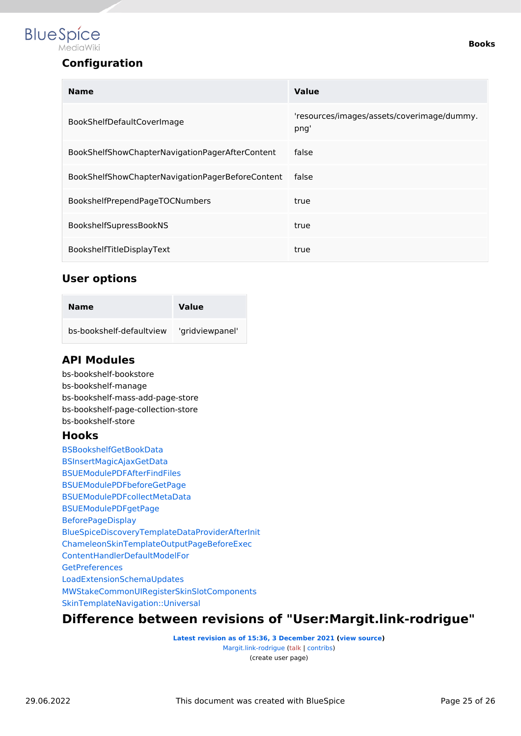### Configuration

| Name | Value |
|---|---|
| BookShelfDefaultCoverImage | 'resources/images/assets/coverimage/dummy.png' |
| BookShelfShowChapterNavigationPagerAfterContent | false |
| BookShelfShowChapterNavigationPagerBeforeContent | false |
| BookshelfPrependPageTOCNumbers | true |
| BookshelfSupressBookNS | true |
| BookshelfTitleDisplayText | true |

### User options

| Name | Value |
|---|---|
| bs-bookshelf-defaultview | 'gridviewpanel' |

### API Modules

bs-bookshelf-bookstore
bs-bookshelf-manage
bs-bookshelf-mass-add-page-store
bs-bookshelf-page-collection-store
bs-bookshelf-store

### Hooks

BSBookshelfGetBookData
BSInsertMagicAjaxGetData
BSUEModulePDFAfterFindFiles
BSUEModulePDFbeforeGetPage
BSUEModulePDFcollectMetaData
BSUEModulePDFgetPage
BeforePageDisplay
BlueSpiceDiscoveryTemplateDataProviderAfterInit
ChameleonSkinTemplateOutputPageBeforeExec
ContentHandlerDefaultModelFor
GetPreferences
LoadExtensionSchemaUpdates
MWStakeCommonUIRegisterSkinSlotComponents
SkinTemplateNavigation::Universal

# Difference between revisions of "User:Margit.link-rodrigue"

**Latest revision as of 15:36, 3 December 2021 (view source)**
Margit.link-rodrigue (talk | contribs)
(create user page)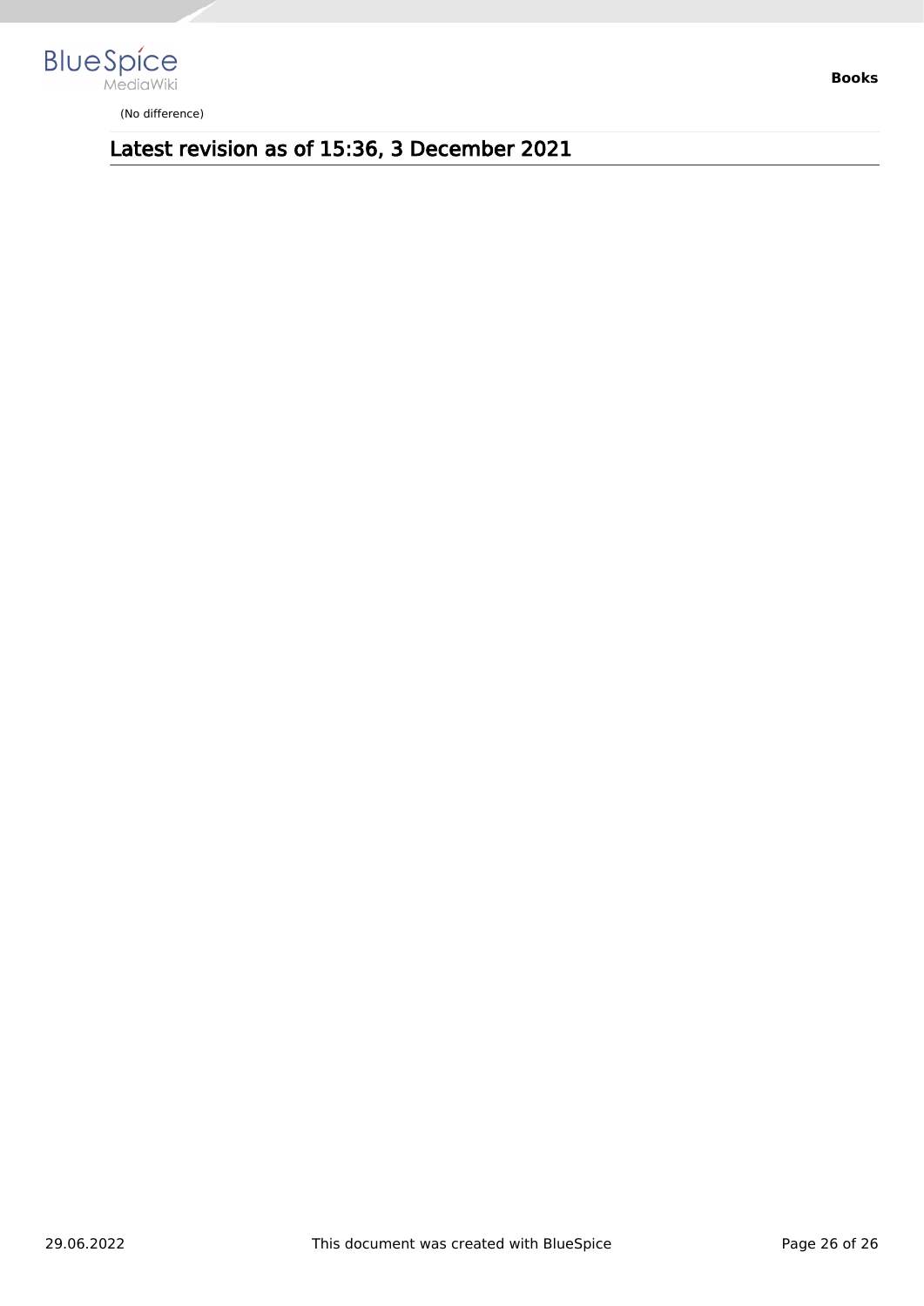(No difference)

## Latest revision as of 15:36, 3 December 2021